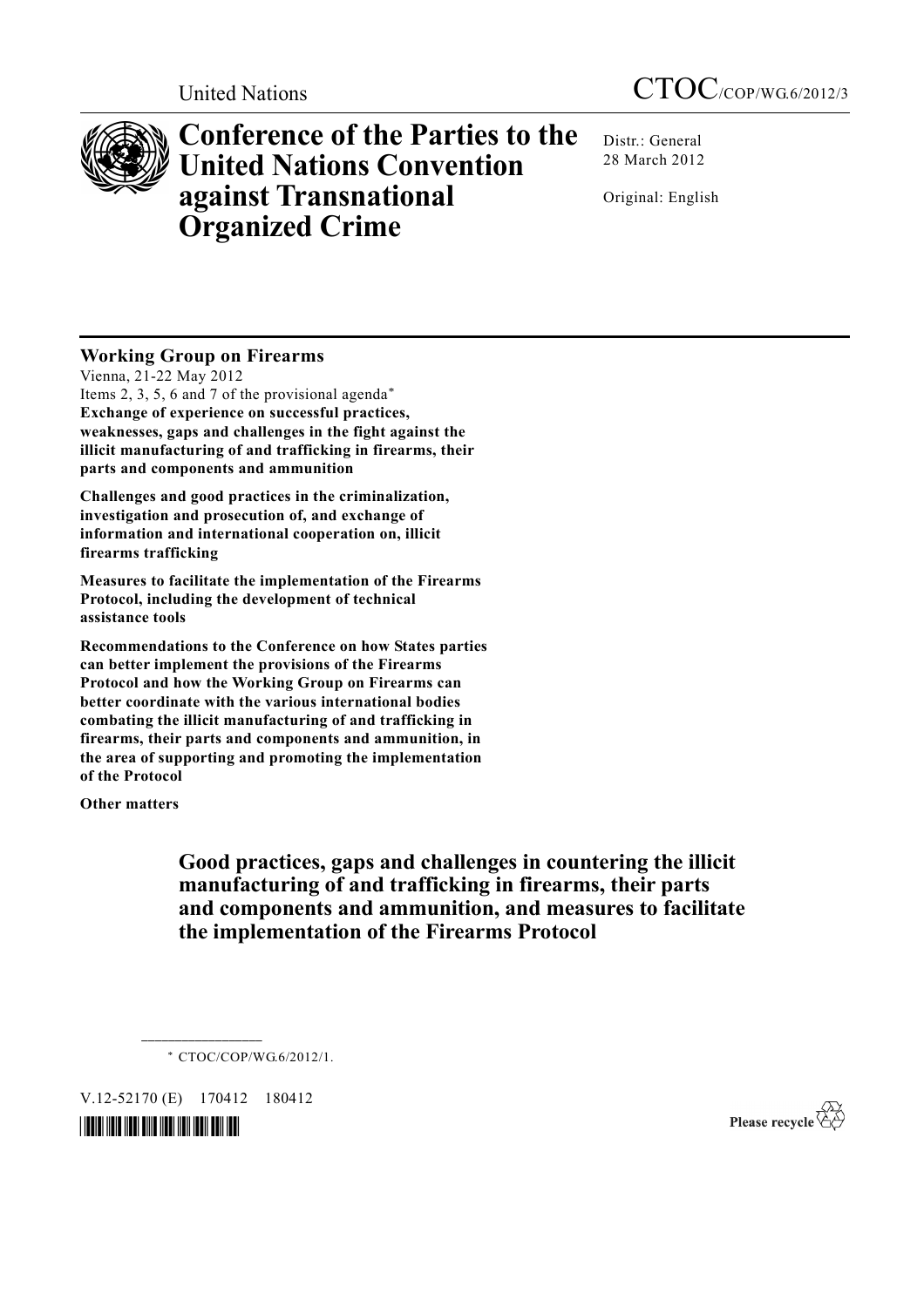United Nations CTOC/COP/WG.6/2012/3

# Conference of the Parties to the United Nations Convention against Transnational Organized Crime

Distr.: General
28 March 2012

Original: English

**Working Group on Firearms**
Vienna, 21-22 May 2012
Items 2, 3, 5, 6 and 7 of the provisional agenda*
**Exchange of experience on successful practices, weaknesses, gaps and challenges in the fight against the illicit manufacturing of and trafficking in firearms, their parts and components and ammunition**

**Challenges and good practices in the criminalization, investigation and prosecution of, and exchange of information and international cooperation on, illicit firearms trafficking**

**Measures to facilitate the implementation of the Firearms Protocol, including the development of technical assistance tools**

**Recommendations to the Conference on how States parties can better implement the provisions of the Firearms Protocol and how the Working Group on Firearms can better coordinate with the various international bodies combating the illicit manufacturing of and trafficking in firearms, their parts and components and ammunition, in the area of supporting and promoting the implementation of the Protocol**

**Other matters**

## Good practices, gaps and challenges in countering the illicit manufacturing of and trafficking in firearms, their parts and components and ammunition, and measures to facilitate the implementation of the Firearms Protocol

---

\* CTOC/COP/WG.6/2012/1.

V.12-52170 (E) 170412 180412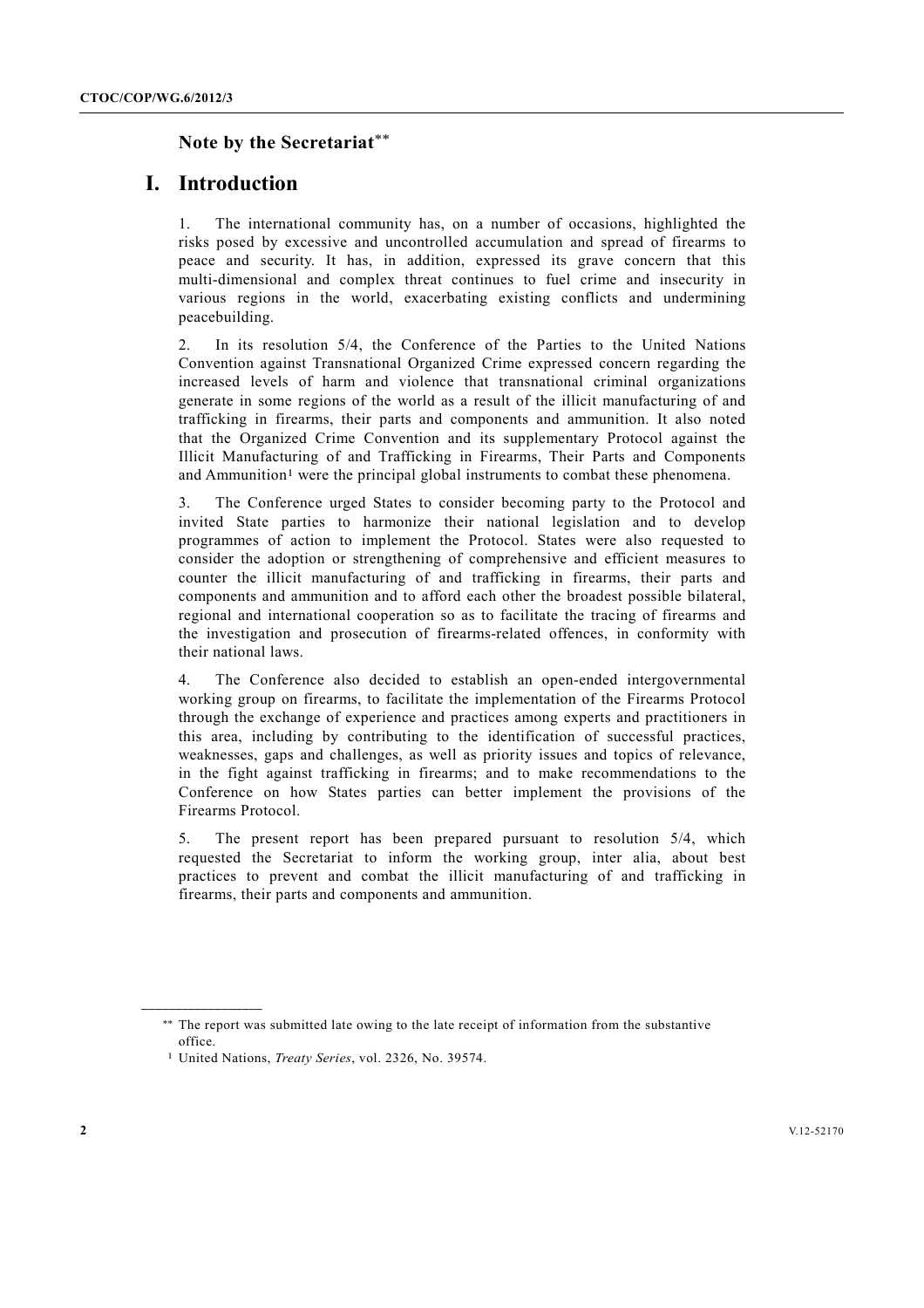## Note by the Secretariat[**]

# I. Introduction

1. The international community has, on a number of occasions, highlighted the risks posed by excessive and uncontrolled accumulation and spread of firearms to peace and security. It has, in addition, expressed its grave concern that this multi-dimensional and complex threat continues to fuel crime and insecurity in various regions in the world, exacerbating existing conflicts and undermining peacebuilding.

2. In its resolution 5/4, the Conference of the Parties to the United Nations Convention against Transnational Organized Crime expressed concern regarding the increased levels of harm and violence that transnational criminal organizations generate in some regions of the world as a result of the illicit manufacturing of and trafficking in firearms, their parts and components and ammunition. It also noted that the Organized Crime Convention and its supplementary Protocol against the Illicit Manufacturing of and Trafficking in Firearms, Their Parts and Components and Ammunition[1] were the principal global instruments to combat these phenomena.

3. The Conference urged States to consider becoming party to the Protocol and invited State parties to harmonize their national legislation and to develop programmes of action to implement the Protocol. States were also requested to consider the adoption or strengthening of comprehensive and efficient measures to counter the illicit manufacturing of and trafficking in firearms, their parts and components and ammunition and to afford each other the broadest possible bilateral, regional and international cooperation so as to facilitate the tracing of firearms and the investigation and prosecution of firearms-related offences, in conformity with their national laws.

4. The Conference also decided to establish an open-ended intergovernmental working group on firearms, to facilitate the implementation of the Firearms Protocol through the exchange of experience and practices among experts and practitioners in this area, including by contributing to the identification of successful practices, weaknesses, gaps and challenges, as well as priority issues and topics of relevance, in the fight against trafficking in firearms; and to make recommendations to the Conference on how States parties can better implement the provisions of the Firearms Protocol.

5. The present report has been prepared pursuant to resolution 5/4, which requested the Secretariat to inform the working group, inter alia, about best practices to prevent and combat the illicit manufacturing of and trafficking in firearms, their parts and components and ammunition.

---

[**] The report was submitted late owing to the late receipt of information from the substantive office.

[1] United Nations, *Treaty Series*, vol. 2326, No. 39574.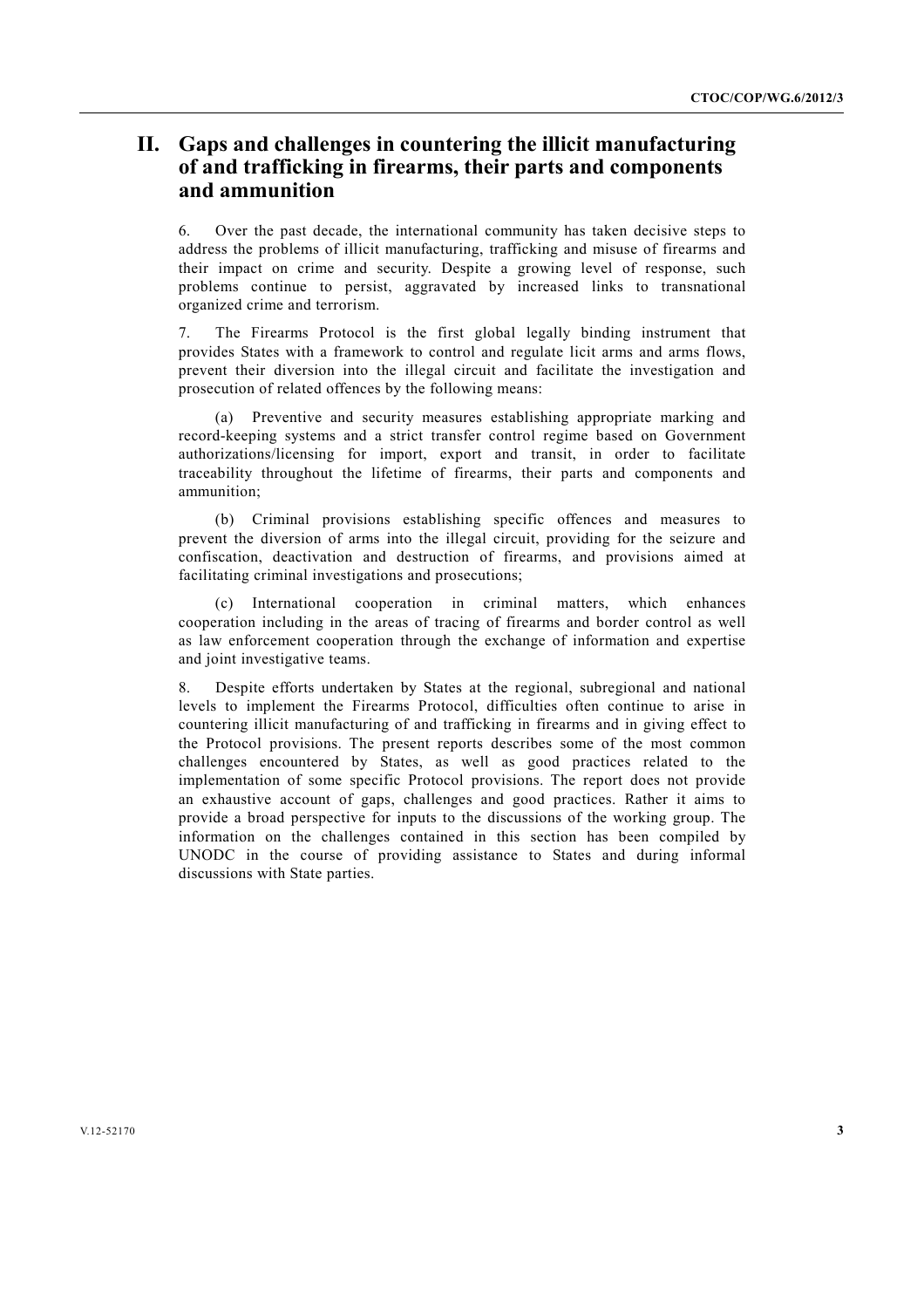## II. Gaps and challenges in countering the illicit manufacturing of and trafficking in firearms, their parts and components and ammunition

6. Over the past decade, the international community has taken decisive steps to address the problems of illicit manufacturing, trafficking and misuse of firearms and their impact on crime and security. Despite a growing level of response, such problems continue to persist, aggravated by increased links to transnational organized crime and terrorism.

7. The Firearms Protocol is the first global legally binding instrument that provides States with a framework to control and regulate licit arms and arms flows, prevent their diversion into the illegal circuit and facilitate the investigation and prosecution of related offences by the following means:

(a) Preventive and security measures establishing appropriate marking and record-keeping systems and a strict transfer control regime based on Government authorizations/licensing for import, export and transit, in order to facilitate traceability throughout the lifetime of firearms, their parts and components and ammunition;

(b) Criminal provisions establishing specific offences and measures to prevent the diversion of arms into the illegal circuit, providing for the seizure and confiscation, deactivation and destruction of firearms, and provisions aimed at facilitating criminal investigations and prosecutions;

(c) International cooperation in criminal matters, which enhances cooperation including in the areas of tracing of firearms and border control as well as law enforcement cooperation through the exchange of information and expertise and joint investigative teams.

8. Despite efforts undertaken by States at the regional, subregional and national levels to implement the Firearms Protocol, difficulties often continue to arise in countering illicit manufacturing of and trafficking in firearms and in giving effect to the Protocol provisions. The present reports describes some of the most common challenges encountered by States, as well as good practices related to the implementation of some specific Protocol provisions. The report does not provide an exhaustive account of gaps, challenges and good practices. Rather it aims to provide a broad perspective for inputs to the discussions of the working group. The information on the challenges contained in this section has been compiled by UNODC in the course of providing assistance to States and during informal discussions with State parties.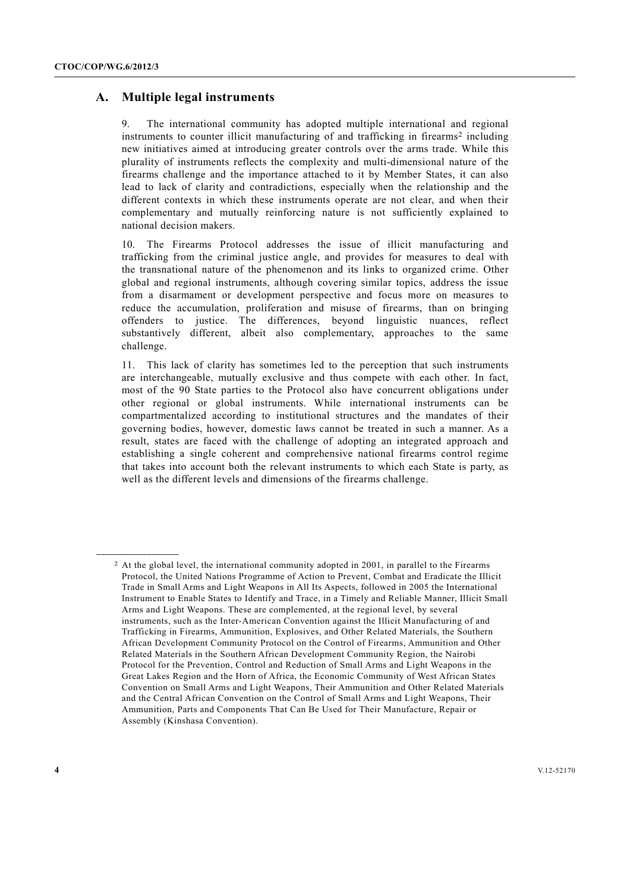## A. Multiple legal instruments

9. The international community has adopted multiple international and regional instruments to counter illicit manufacturing of and trafficking in firearms[2] including new initiatives aimed at introducing greater controls over the arms trade. While this plurality of instruments reflects the complexity and multi-dimensional nature of the firearms challenge and the importance attached to it by Member States, it can also lead to lack of clarity and contradictions, especially when the relationship and the different contexts in which these instruments operate are not clear, and when their complementary and mutually reinforcing nature is not sufficiently explained to national decision makers.

10. The Firearms Protocol addresses the issue of illicit manufacturing and trafficking from the criminal justice angle, and provides for measures to deal with the transnational nature of the phenomenon and its links to organized crime. Other global and regional instruments, although covering similar topics, address the issue from a disarmament or development perspective and focus more on measures to reduce the accumulation, proliferation and misuse of firearms, than on bringing offenders to justice. The differences, beyond linguistic nuances, reflect substantively different, albeit also complementary, approaches to the same challenge.

11. This lack of clarity has sometimes led to the perception that such instruments are interchangeable, mutually exclusive and thus compete with each other. In fact, most of the 90 State parties to the Protocol also have concurrent obligations under other regional or global instruments. While international instruments can be compartmentalized according to institutional structures and the mandates of their governing bodies, however, domestic laws cannot be treated in such a manner. As a result, states are faced with the challenge of adopting an integrated approach and establishing a single coherent and comprehensive national firearms control regime that takes into account both the relevant instruments to which each State is party, as well as the different levels and dimensions of the firearms challenge.

---

[2] At the global level, the international community adopted in 2001, in parallel to the Firearms Protocol, the United Nations Programme of Action to Prevent, Combat and Eradicate the Illicit Trade in Small Arms and Light Weapons in All Its Aspects, followed in 2005 the International Instrument to Enable States to Identify and Trace, in a Timely and Reliable Manner, Illicit Small Arms and Light Weapons. These are complemented, at the regional level, by several instruments, such as the Inter-American Convention against the Illicit Manufacturing of and Trafficking in Firearms, Ammunition, Explosives, and Other Related Materials, the Southern African Development Community Protocol on the Control of Firearms, Ammunition and Other Related Materials in the Southern African Development Community Region, the Nairobi Protocol for the Prevention, Control and Reduction of Small Arms and Light Weapons in the Great Lakes Region and the Horn of Africa, the Economic Community of West African States Convention on Small Arms and Light Weapons, Their Ammunition and Other Related Materials and the Central African Convention on the Control of Small Arms and Light Weapons, Their Ammunition, Parts and Components That Can Be Used for Their Manufacture, Repair or Assembly (Kinshasa Convention).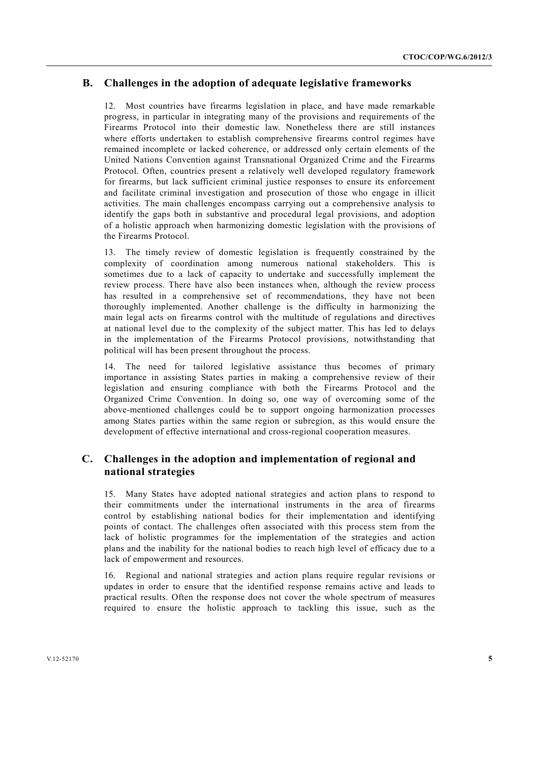## B. Challenges in the adoption of adequate legislative frameworks

12. Most countries have firearms legislation in place, and have made remarkable progress, in particular in integrating many of the provisions and requirements of the Firearms Protocol into their domestic law. Nonetheless there are still instances where efforts undertaken to establish comprehensive firearms control regimes have remained incomplete or lacked coherence, or addressed only certain elements of the United Nations Convention against Transnational Organized Crime and the Firearms Protocol. Often, countries present a relatively well developed regulatory framework for firearms, but lack sufficient criminal justice responses to ensure its enforcement and facilitate criminal investigation and prosecution of those who engage in illicit activities. The main challenges encompass carrying out a comprehensive analysis to identify the gaps both in substantive and procedural legal provisions, and adoption of a holistic approach when harmonizing domestic legislation with the provisions of the Firearms Protocol.

13. The timely review of domestic legislation is frequently constrained by the complexity of coordination among numerous national stakeholders. This is sometimes due to a lack of capacity to undertake and successfully implement the review process. There have also been instances when, although the review process has resulted in a comprehensive set of recommendations, they have not been thoroughly implemented. Another challenge is the difficulty in harmonizing the main legal acts on firearms control with the multitude of regulations and directives at national level due to the complexity of the subject matter. This has led to delays in the implementation of the Firearms Protocol provisions, notwithstanding that political will has been present throughout the process.

14. The need for tailored legislative assistance thus becomes of primary importance in assisting States parties in making a comprehensive review of their legislation and ensuring compliance with both the Firearms Protocol and the Organized Crime Convention. In doing so, one way of overcoming some of the above-mentioned challenges could be to support ongoing harmonization processes among States parties within the same region or subregion, as this would ensure the development of effective international and cross-regional cooperation measures.

## C. Challenges in the adoption and implementation of regional and national strategies

15. Many States have adopted national strategies and action plans to respond to their commitments under the international instruments in the area of firearms control by establishing national bodies for their implementation and identifying points of contact. The challenges often associated with this process stem from the lack of holistic programmes for the implementation of the strategies and action plans and the inability for the national bodies to reach high level of efficacy due to a lack of empowerment and resources.

16. Regional and national strategies and action plans require regular revisions or updates in order to ensure that the identified response remains active and leads to practical results. Often the response does not cover the whole spectrum of measures required to ensure the holistic approach to tackling this issue, such as the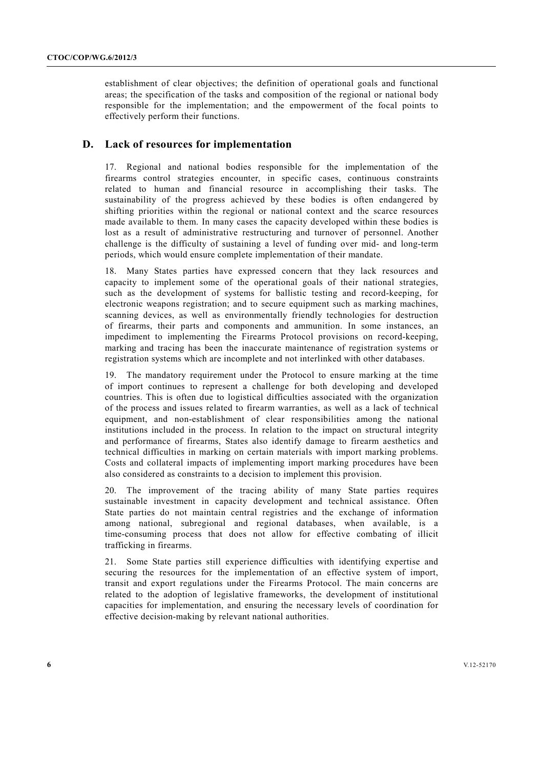establishment of clear objectives; the definition of operational goals and functional areas; the specification of the tasks and composition of the regional or national body responsible for the implementation; and the empowerment of the focal points to effectively perform their functions.

## D. Lack of resources for implementation

17. Regional and national bodies responsible for the implementation of the firearms control strategies encounter, in specific cases, continuous constraints related to human and financial resource in accomplishing their tasks. The sustainability of the progress achieved by these bodies is often endangered by shifting priorities within the regional or national context and the scarce resources made available to them. In many cases the capacity developed within these bodies is lost as a result of administrative restructuring and turnover of personnel. Another challenge is the difficulty of sustaining a level of funding over mid- and long-term periods, which would ensure complete implementation of their mandate.

18. Many States parties have expressed concern that they lack resources and capacity to implement some of the operational goals of their national strategies, such as the development of systems for ballistic testing and record-keeping, for electronic weapons registration; and to secure equipment such as marking machines, scanning devices, as well as environmentally friendly technologies for destruction of firearms, their parts and components and ammunition. In some instances, an impediment to implementing the Firearms Protocol provisions on record-keeping, marking and tracing has been the inaccurate maintenance of registration systems or registration systems which are incomplete and not interlinked with other databases.

19. The mandatory requirement under the Protocol to ensure marking at the time of import continues to represent a challenge for both developing and developed countries. This is often due to logistical difficulties associated with the organization of the process and issues related to firearm warranties, as well as a lack of technical equipment, and non-establishment of clear responsibilities among the national institutions included in the process. In relation to the impact on structural integrity and performance of firearms, States also identify damage to firearm aesthetics and technical difficulties in marking on certain materials with import marking problems. Costs and collateral impacts of implementing import marking procedures have been also considered as constraints to a decision to implement this provision.

20. The improvement of the tracing ability of many State parties requires sustainable investment in capacity development and technical assistance. Often State parties do not maintain central registries and the exchange of information among national, subregional and regional databases, when available, is a time-consuming process that does not allow for effective combating of illicit trafficking in firearms.

21. Some State parties still experience difficulties with identifying expertise and securing the resources for the implementation of an effective system of import, transit and export regulations under the Firearms Protocol. The main concerns are related to the adoption of legislative frameworks, the development of institutional capacities for implementation, and ensuring the necessary levels of coordination for effective decision-making by relevant national authorities.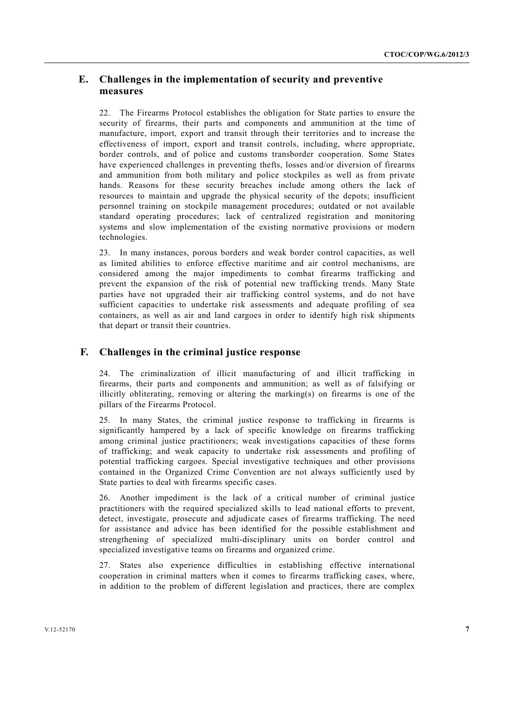## E. Challenges in the implementation of security and preventive measures

22. The Firearms Protocol establishes the obligation for State parties to ensure the security of firearms, their parts and components and ammunition at the time of manufacture, import, export and transit through their territories and to increase the effectiveness of import, export and transit controls, including, where appropriate, border controls, and of police and customs transborder cooperation. Some States have experienced challenges in preventing thefts, losses and/or diversion of firearms and ammunition from both military and police stockpiles as well as from private hands. Reasons for these security breaches include among others the lack of resources to maintain and upgrade the physical security of the depots; insufficient personnel training on stockpile management procedures; outdated or not available standard operating procedures; lack of centralized registration and monitoring systems and slow implementation of the existing normative provisions or modern technologies.

23. In many instances, porous borders and weak border control capacities, as well as limited abilities to enforce effective maritime and air control mechanisms, are considered among the major impediments to combat firearms trafficking and prevent the expansion of the risk of potential new trafficking trends. Many State parties have not upgraded their air trafficking control systems, and do not have sufficient capacities to undertake risk assessments and adequate profiling of sea containers, as well as air and land cargoes in order to identify high risk shipments that depart or transit their countries.

## F. Challenges in the criminal justice response

24. The criminalization of illicit manufacturing of and illicit trafficking in firearms, their parts and components and ammunition; as well as of falsifying or illicitly obliterating, removing or altering the marking(s) on firearms is one of the pillars of the Firearms Protocol.

25. In many States, the criminal justice response to trafficking in firearms is significantly hampered by a lack of specific knowledge on firearms trafficking among criminal justice practitioners; weak investigations capacities of these forms of trafficking; and weak capacity to undertake risk assessments and profiling of potential trafficking cargoes. Special investigative techniques and other provisions contained in the Organized Crime Convention are not always sufficiently used by State parties to deal with firearms specific cases.

26. Another impediment is the lack of a critical number of criminal justice practitioners with the required specialized skills to lead national efforts to prevent, detect, investigate, prosecute and adjudicate cases of firearms trafficking. The need for assistance and advice has been identified for the possible establishment and strengthening of specialized multi-disciplinary units on border control and specialized investigative teams on firearms and organized crime.

27. States also experience difficulties in establishing effective international cooperation in criminal matters when it comes to firearms trafficking cases, where, in addition to the problem of different legislation and practices, there are complex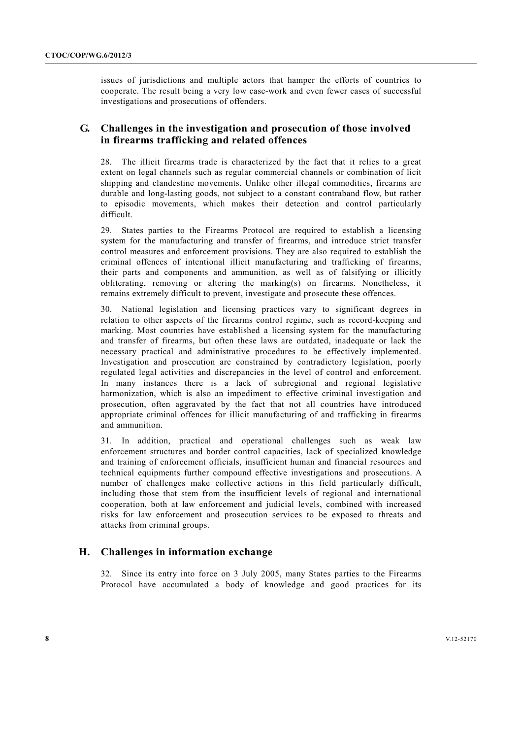issues of jurisdictions and multiple actors that hamper the efforts of countries to cooperate. The result being a very low case-work and even fewer cases of successful investigations and prosecutions of offenders.

## G. Challenges in the investigation and prosecution of those involved in firearms trafficking and related offences

28. The illicit firearms trade is characterized by the fact that it relies to a great extent on legal channels such as regular commercial channels or combination of licit shipping and clandestine movements. Unlike other illegal commodities, firearms are durable and long-lasting goods, not subject to a constant contraband flow, but rather to episodic movements, which makes their detection and control particularly difficult.

29. States parties to the Firearms Protocol are required to establish a licensing system for the manufacturing and transfer of firearms, and introduce strict transfer control measures and enforcement provisions. They are also required to establish the criminal offences of intentional illicit manufacturing and trafficking of firearms, their parts and components and ammunition, as well as of falsifying or illicitly obliterating, removing or altering the marking(s) on firearms. Nonetheless, it remains extremely difficult to prevent, investigate and prosecute these offences.

30. National legislation and licensing practices vary to significant degrees in relation to other aspects of the firearms control regime, such as record-keeping and marking. Most countries have established a licensing system for the manufacturing and transfer of firearms, but often these laws are outdated, inadequate or lack the necessary practical and administrative procedures to be effectively implemented. Investigation and prosecution are constrained by contradictory legislation, poorly regulated legal activities and discrepancies in the level of control and enforcement. In many instances there is a lack of subregional and regional legislative harmonization, which is also an impediment to effective criminal investigation and prosecution, often aggravated by the fact that not all countries have introduced appropriate criminal offences for illicit manufacturing of and trafficking in firearms and ammunition.

31. In addition, practical and operational challenges such as weak law enforcement structures and border control capacities, lack of specialized knowledge and training of enforcement officials, insufficient human and financial resources and technical equipments further compound effective investigations and prosecutions. A number of challenges make collective actions in this field particularly difficult, including those that stem from the insufficient levels of regional and international cooperation, both at law enforcement and judicial levels, combined with increased risks for law enforcement and prosecution services to be exposed to threats and attacks from criminal groups.

## H. Challenges in information exchange

32. Since its entry into force on 3 July 2005, many States parties to the Firearms Protocol have accumulated a body of knowledge and good practices for its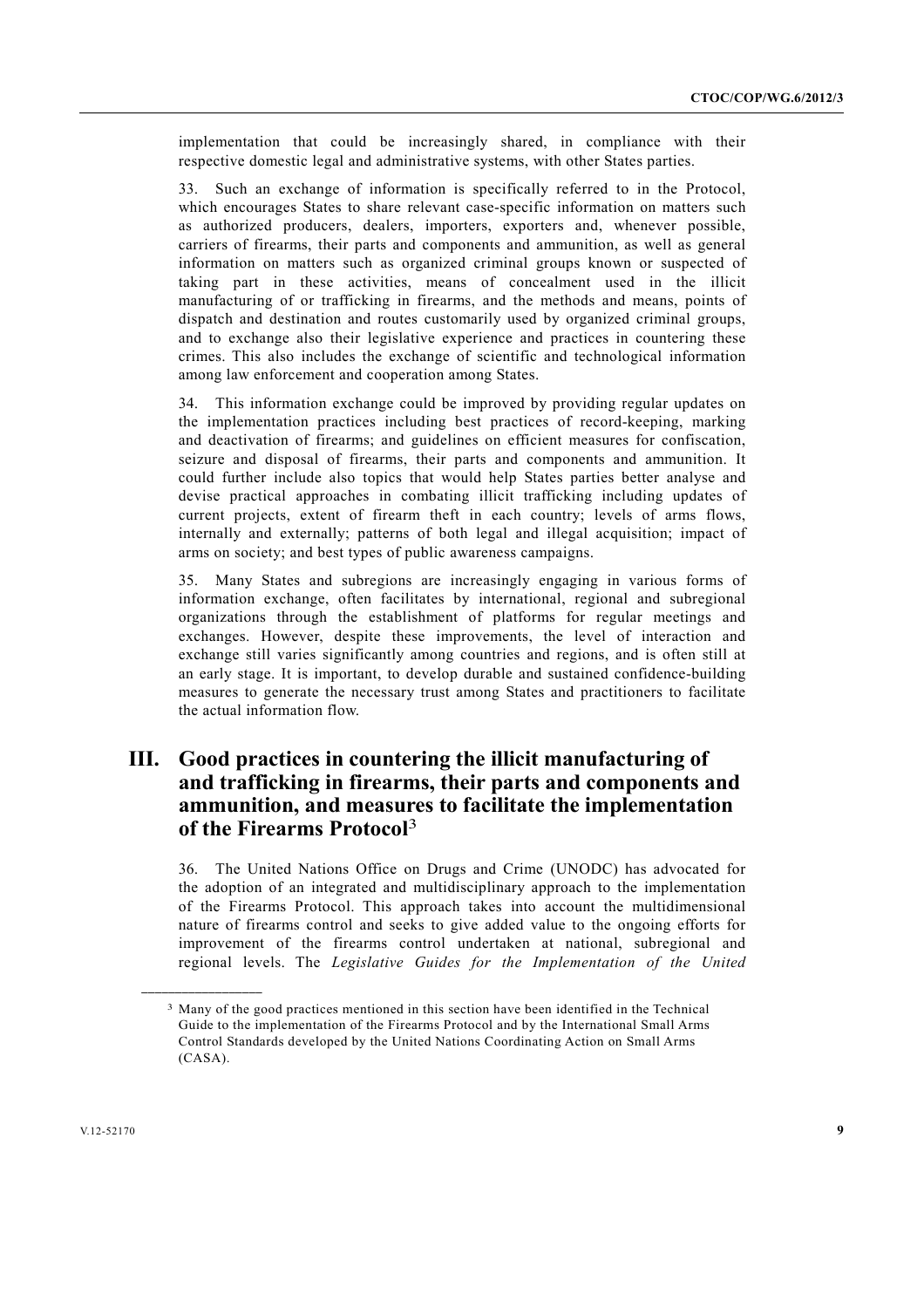implementation that could be increasingly shared, in compliance with their respective domestic legal and administrative systems, with other States parties.

33. Such an exchange of information is specifically referred to in the Protocol, which encourages States to share relevant case-specific information on matters such as authorized producers, dealers, importers, exporters and, whenever possible, carriers of firearms, their parts and components and ammunition, as well as general information on matters such as organized criminal groups known or suspected of taking part in these activities, means of concealment used in the illicit manufacturing of or trafficking in firearms, and the methods and means, points of dispatch and destination and routes customarily used by organized criminal groups, and to exchange also their legislative experience and practices in countering these crimes. This also includes the exchange of scientific and technological information among law enforcement and cooperation among States.

34. This information exchange could be improved by providing regular updates on the implementation practices including best practices of record-keeping, marking and deactivation of firearms; and guidelines on efficient measures for confiscation, seizure and disposal of firearms, their parts and components and ammunition. It could further include also topics that would help States parties better analyse and devise practical approaches in combating illicit trafficking including updates of current projects, extent of firearm theft in each country; levels of arms flows, internally and externally; patterns of both legal and illegal acquisition; impact of arms on society; and best types of public awareness campaigns.

35. Many States and subregions are increasingly engaging in various forms of information exchange, often facilitates by international, regional and subregional organizations through the establishment of platforms for regular meetings and exchanges. However, despite these improvements, the level of interaction and exchange still varies significantly among countries and regions, and is often still at an early stage. It is important, to develop durable and sustained confidence-building measures to generate the necessary trust among States and practitioners to facilitate the actual information flow.

## III. Good practices in countering the illicit manufacturing of and trafficking in firearms, their parts and components and ammunition, and measures to facilitate the implementation of the Firearms Protocol[3]

36. The United Nations Office on Drugs and Crime (UNODC) has advocated for the adoption of an integrated and multidisciplinary approach to the implementation of the Firearms Protocol. This approach takes into account the multidimensional nature of firearms control and seeks to give added value to the ongoing efforts for improvement of the firearms control undertaken at national, subregional and regional levels. The *Legislative Guides for the Implementation of the United*

---

[3] Many of the good practices mentioned in this section have been identified in the Technical Guide to the implementation of the Firearms Protocol and by the International Small Arms Control Standards developed by the United Nations Coordinating Action on Small Arms (CASA).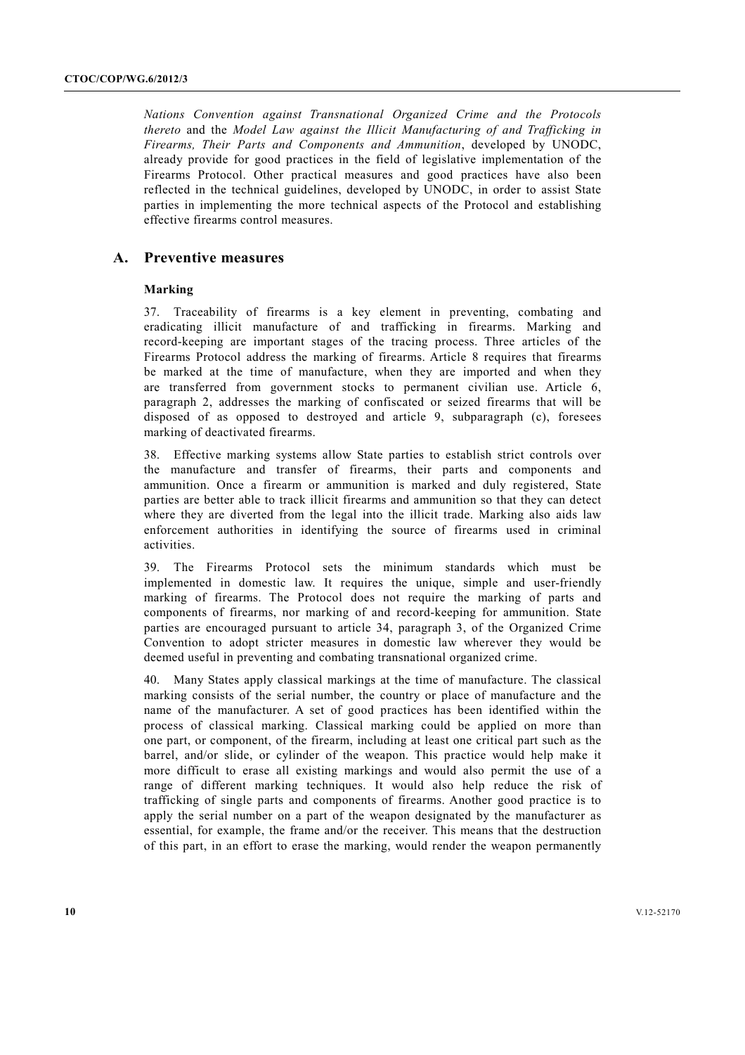*Nations Convention against Transnational Organized Crime and the Protocols thereto* and the *Model Law against the Illicit Manufacturing of and Trafficking in Firearms, Their Parts and Components and Ammunition*, developed by UNODC, already provide for good practices in the field of legislative implementation of the Firearms Protocol. Other practical measures and good practices have also been reflected in the technical guidelines, developed by UNODC, in order to assist State parties in implementing the more technical aspects of the Protocol and establishing effective firearms control measures.

## A. Preventive measures

### Marking

37. Traceability of firearms is a key element in preventing, combating and eradicating illicit manufacture of and trafficking in firearms. Marking and record-keeping are important stages of the tracing process. Three articles of the Firearms Protocol address the marking of firearms. Article 8 requires that firearms be marked at the time of manufacture, when they are imported and when they are transferred from government stocks to permanent civilian use. Article 6, paragraph 2, addresses the marking of confiscated or seized firearms that will be disposed of as opposed to destroyed and article 9, subparagraph (c), foresees marking of deactivated firearms.

38. Effective marking systems allow State parties to establish strict controls over the manufacture and transfer of firearms, their parts and components and ammunition. Once a firearm or ammunition is marked and duly registered, State parties are better able to track illicit firearms and ammunition so that they can detect where they are diverted from the legal into the illicit trade. Marking also aids law enforcement authorities in identifying the source of firearms used in criminal activities.

39. The Firearms Protocol sets the minimum standards which must be implemented in domestic law. It requires the unique, simple and user-friendly marking of firearms. The Protocol does not require the marking of parts and components of firearms, nor marking of and record-keeping for ammunition. State parties are encouraged pursuant to article 34, paragraph 3, of the Organized Crime Convention to adopt stricter measures in domestic law wherever they would be deemed useful in preventing and combating transnational organized crime.

40. Many States apply classical markings at the time of manufacture. The classical marking consists of the serial number, the country or place of manufacture and the name of the manufacturer. A set of good practices has been identified within the process of classical marking. Classical marking could be applied on more than one part, or component, of the firearm, including at least one critical part such as the barrel, and/or slide, or cylinder of the weapon. This practice would help make it more difficult to erase all existing markings and would also permit the use of a range of different marking techniques. It would also help reduce the risk of trafficking of single parts and components of firearms. Another good practice is to apply the serial number on a part of the weapon designated by the manufacturer as essential, for example, the frame and/or the receiver. This means that the destruction of this part, in an effort to erase the marking, would render the weapon permanently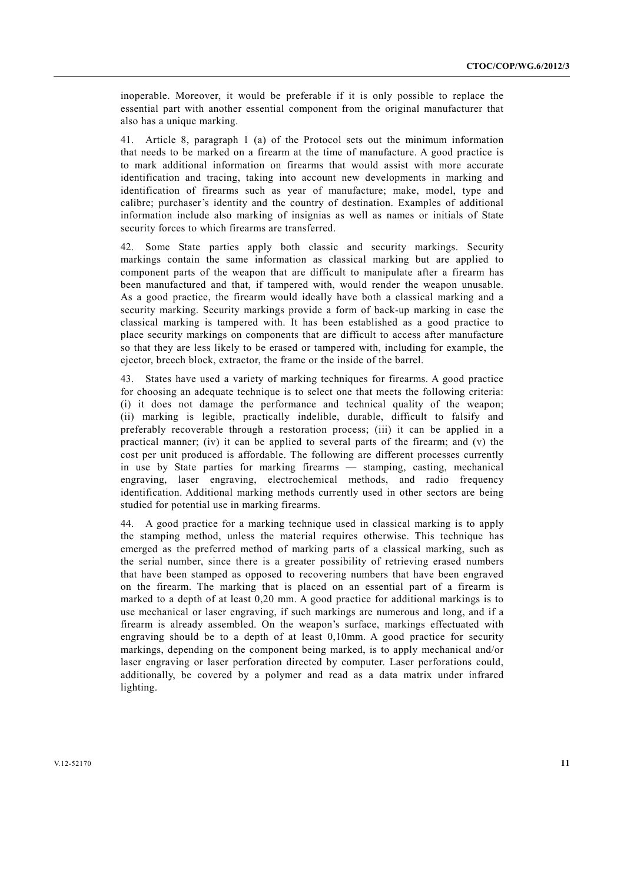inoperable. Moreover, it would be preferable if it is only possible to replace the essential part with another essential component from the original manufacturer that also has a unique marking.

41. Article 8, paragraph 1 (a) of the Protocol sets out the minimum information that needs to be marked on a firearm at the time of manufacture. A good practice is to mark additional information on firearms that would assist with more accurate identification and tracing, taking into account new developments in marking and identification of firearms such as year of manufacture; make, model, type and calibre; purchaser's identity and the country of destination. Examples of additional information include also marking of insignias as well as names or initials of State security forces to which firearms are transferred.

42. Some State parties apply both classic and security markings. Security markings contain the same information as classical marking but are applied to component parts of the weapon that are difficult to manipulate after a firearm has been manufactured and that, if tampered with, would render the weapon unusable. As a good practice, the firearm would ideally have both a classical marking and a security marking. Security markings provide a form of back-up marking in case the classical marking is tampered with. It has been established as a good practice to place security markings on components that are difficult to access after manufacture so that they are less likely to be erased or tampered with, including for example, the ejector, breech block, extractor, the frame or the inside of the barrel.

43. States have used a variety of marking techniques for firearms. A good practice for choosing an adequate technique is to select one that meets the following criteria: (i) it does not damage the performance and technical quality of the weapon; (ii) marking is legible, practically indelible, durable, difficult to falsify and preferably recoverable through a restoration process; (iii) it can be applied in a practical manner; (iv) it can be applied to several parts of the firearm; and (v) the cost per unit produced is affordable. The following are different processes currently in use by State parties for marking firearms — stamping, casting, mechanical engraving, laser engraving, electrochemical methods, and radio frequency identification. Additional marking methods currently used in other sectors are being studied for potential use in marking firearms.

44. A good practice for a marking technique used in classical marking is to apply the stamping method, unless the material requires otherwise. This technique has emerged as the preferred method of marking parts of a classical marking, such as the serial number, since there is a greater possibility of retrieving erased numbers that have been stamped as opposed to recovering numbers that have been engraved on the firearm. The marking that is placed on an essential part of a firearm is marked to a depth of at least 0,20 mm. A good practice for additional markings is to use mechanical or laser engraving, if such markings are numerous and long, and if a firearm is already assembled. On the weapon's surface, markings effectuated with engraving should be to a depth of at least 0,10mm. A good practice for security markings, depending on the component being marked, is to apply mechanical and/or laser engraving or laser perforation directed by computer. Laser perforations could, additionally, be covered by a polymer and read as a data matrix under infrared lighting.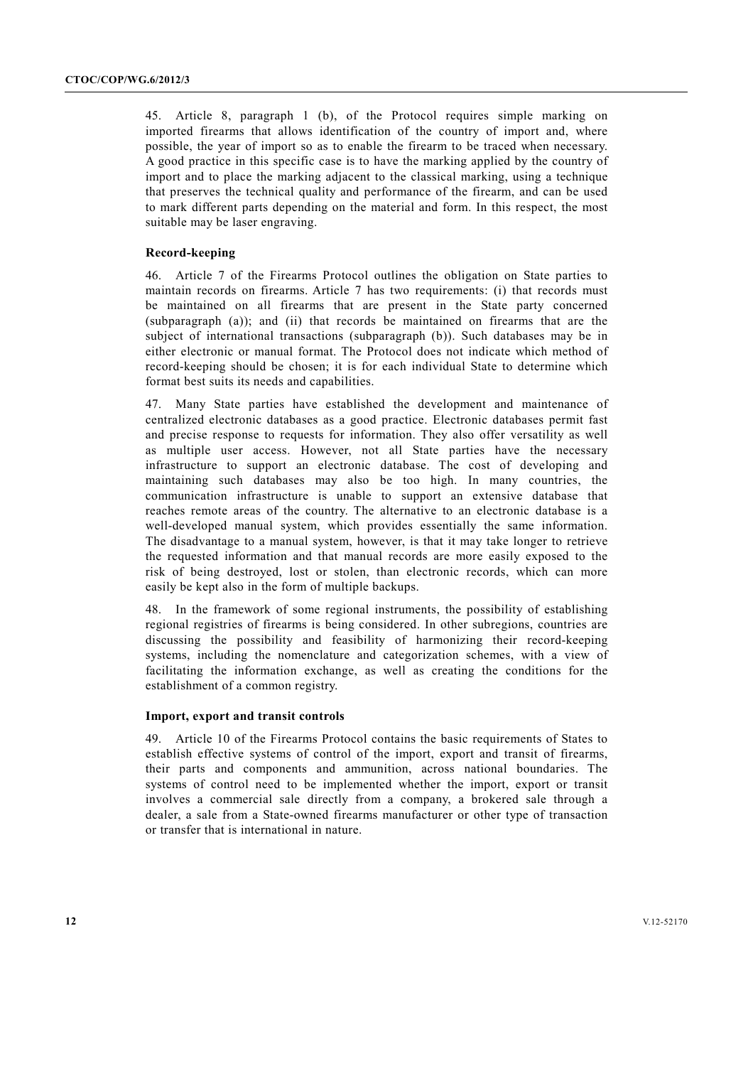45. Article 8, paragraph 1 (b), of the Protocol requires simple marking on imported firearms that allows identification of the country of import and, where possible, the year of import so as to enable the firearm to be traced when necessary. A good practice in this specific case is to have the marking applied by the country of import and to place the marking adjacent to the classical marking, using a technique that preserves the technical quality and performance of the firearm, and can be used to mark different parts depending on the material and form. In this respect, the most suitable may be laser engraving.

**Record-keeping**

46. Article 7 of the Firearms Protocol outlines the obligation on State parties to maintain records on firearms. Article 7 has two requirements: (i) that records must be maintained on all firearms that are present in the State party concerned (subparagraph (a)); and (ii) that records be maintained on firearms that are the subject of international transactions (subparagraph (b)). Such databases may be in either electronic or manual format. The Protocol does not indicate which method of record-keeping should be chosen; it is for each individual State to determine which format best suits its needs and capabilities.

47. Many State parties have established the development and maintenance of centralized electronic databases as a good practice. Electronic databases permit fast and precise response to requests for information. They also offer versatility as well as multiple user access. However, not all State parties have the necessary infrastructure to support an electronic database. The cost of developing and maintaining such databases may also be too high. In many countries, the communication infrastructure is unable to support an extensive database that reaches remote areas of the country. The alternative to an electronic database is a well-developed manual system, which provides essentially the same information. The disadvantage to a manual system, however, is that it may take longer to retrieve the requested information and that manual records are more easily exposed to the risk of being destroyed, lost or stolen, than electronic records, which can more easily be kept also in the form of multiple backups.

48. In the framework of some regional instruments, the possibility of establishing regional registries of firearms is being considered. In other subregions, countries are discussing the possibility and feasibility of harmonizing their record-keeping systems, including the nomenclature and categorization schemes, with a view of facilitating the information exchange, as well as creating the conditions for the establishment of a common registry.

**Import, export and transit controls**

49. Article 10 of the Firearms Protocol contains the basic requirements of States to establish effective systems of control of the import, export and transit of firearms, their parts and components and ammunition, across national boundaries. The systems of control need to be implemented whether the import, export or transit involves a commercial sale directly from a company, a brokered sale through a dealer, a sale from a State-owned firearms manufacturer or other type of transaction or transfer that is international in nature.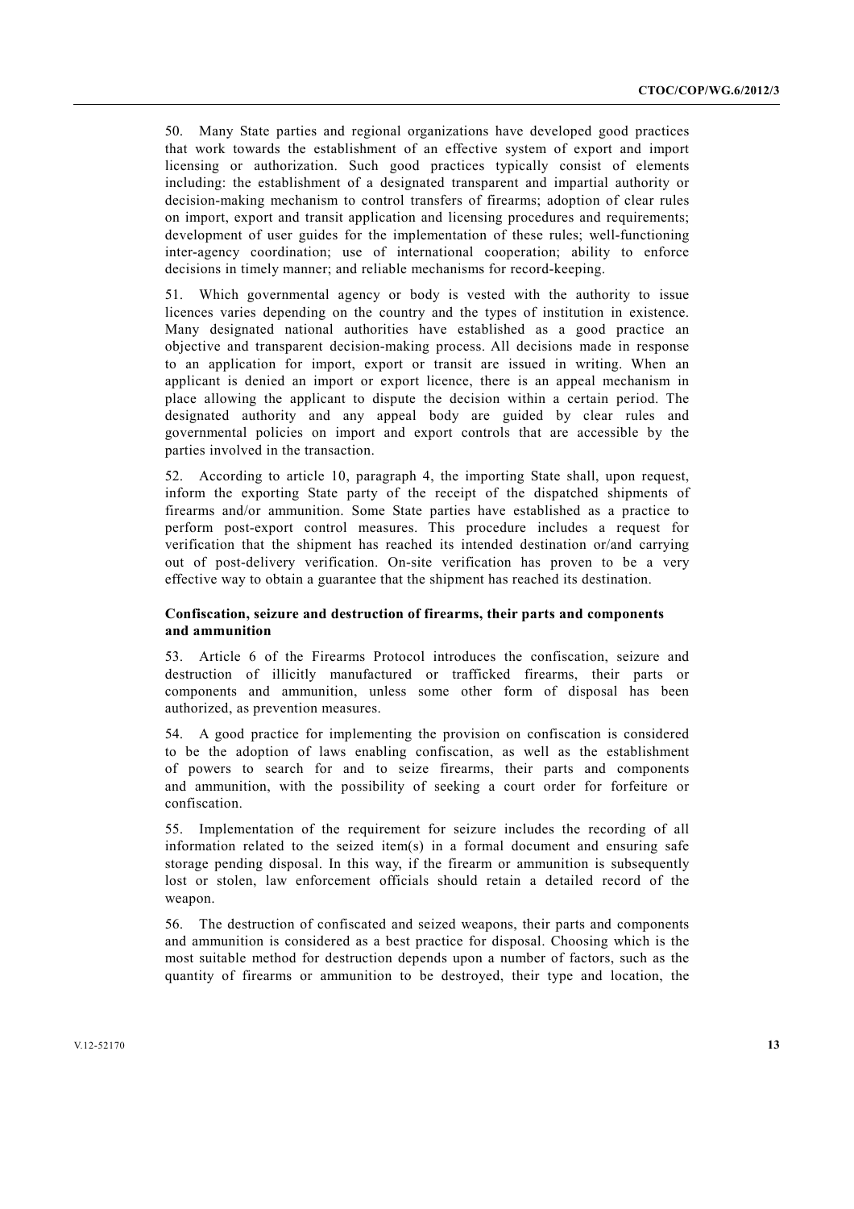50. Many State parties and regional organizations have developed good practices that work towards the establishment of an effective system of export and import licensing or authorization. Such good practices typically consist of elements including: the establishment of a designated transparent and impartial authority or decision-making mechanism to control transfers of firearms; adoption of clear rules on import, export and transit application and licensing procedures and requirements; development of user guides for the implementation of these rules; well-functioning inter-agency coordination; use of international cooperation; ability to enforce decisions in timely manner; and reliable mechanisms for record-keeping.

51. Which governmental agency or body is vested with the authority to issue licences varies depending on the country and the types of institution in existence. Many designated national authorities have established as a good practice an objective and transparent decision-making process. All decisions made in response to an application for import, export or transit are issued in writing. When an applicant is denied an import or export licence, there is an appeal mechanism in place allowing the applicant to dispute the decision within a certain period. The designated authority and any appeal body are guided by clear rules and governmental policies on import and export controls that are accessible by the parties involved in the transaction.

52. According to article 10, paragraph 4, the importing State shall, upon request, inform the exporting State party of the receipt of the dispatched shipments of firearms and/or ammunition. Some State parties have established as a practice to perform post-export control measures. This procedure includes a request for verification that the shipment has reached its intended destination or/and carrying out of post-delivery verification. On-site verification has proven to be a very effective way to obtain a guarantee that the shipment has reached its destination.

**Confiscation, seizure and destruction of firearms, their parts and components and ammunition**

53. Article 6 of the Firearms Protocol introduces the confiscation, seizure and destruction of illicitly manufactured or trafficked firearms, their parts or components and ammunition, unless some other form of disposal has been authorized, as prevention measures.

54. A good practice for implementing the provision on confiscation is considered to be the adoption of laws enabling confiscation, as well as the establishment of powers to search for and to seize firearms, their parts and components and ammunition, with the possibility of seeking a court order for forfeiture or confiscation.

55. Implementation of the requirement for seizure includes the recording of all information related to the seized item(s) in a formal document and ensuring safe storage pending disposal. In this way, if the firearm or ammunition is subsequently lost or stolen, law enforcement officials should retain a detailed record of the weapon.

56. The destruction of confiscated and seized weapons, their parts and components and ammunition is considered as a best practice for disposal. Choosing which is the most suitable method for destruction depends upon a number of factors, such as the quantity of firearms or ammunition to be destroyed, their type and location, the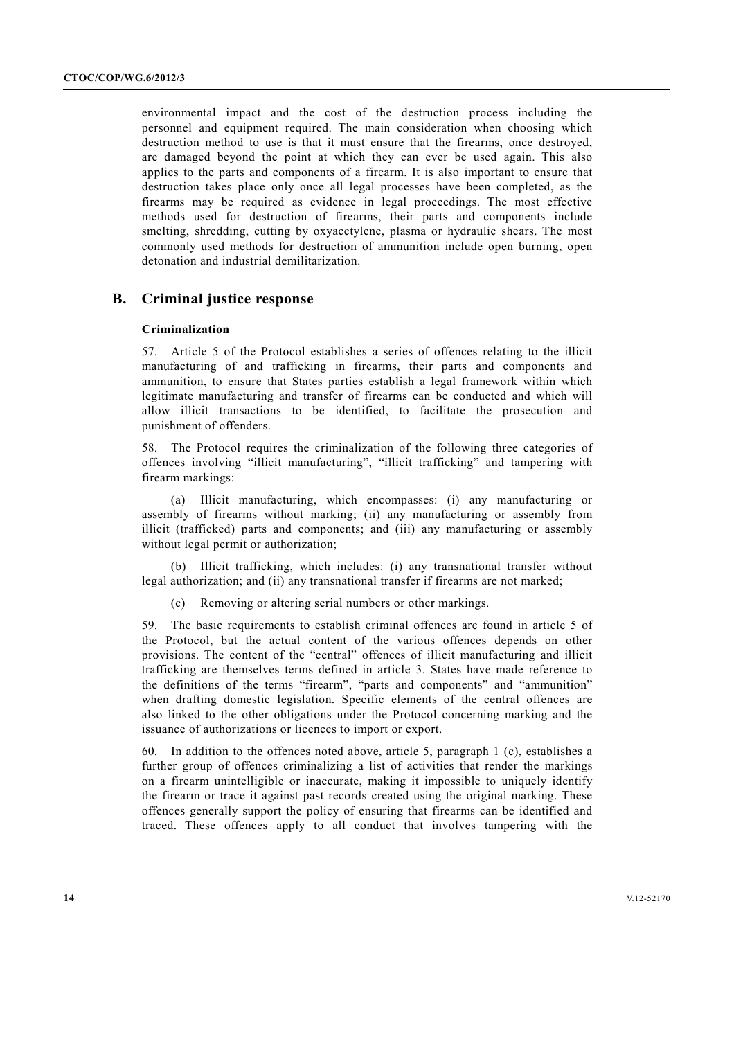environmental impact and the cost of the destruction process including the personnel and equipment required. The main consideration when choosing which destruction method to use is that it must ensure that the firearms, once destroyed, are damaged beyond the point at which they can ever be used again. This also applies to the parts and components of a firearm. It is also important to ensure that destruction takes place only once all legal processes have been completed, as the firearms may be required as evidence in legal proceedings. The most effective methods used for destruction of firearms, their parts and components include smelting, shredding, cutting by oxyacetylene, plasma or hydraulic shears. The most commonly used methods for destruction of ammunition include open burning, open detonation and industrial demilitarization.

## B. Criminal justice response

### Criminalization

57. Article 5 of the Protocol establishes a series of offences relating to the illicit manufacturing of and trafficking in firearms, their parts and components and ammunition, to ensure that States parties establish a legal framework within which legitimate manufacturing and transfer of firearms can be conducted and which will allow illicit transactions to be identified, to facilitate the prosecution and punishment of offenders.

58. The Protocol requires the criminalization of the following three categories of offences involving "illicit manufacturing", "illicit trafficking" and tampering with firearm markings:

(a) Illicit manufacturing, which encompasses: (i) any manufacturing or assembly of firearms without marking; (ii) any manufacturing or assembly from illicit (trafficked) parts and components; and (iii) any manufacturing or assembly without legal permit or authorization;

(b) Illicit trafficking, which includes: (i) any transnational transfer without legal authorization; and (ii) any transnational transfer if firearms are not marked;

(c) Removing or altering serial numbers or other markings.

59. The basic requirements to establish criminal offences are found in article 5 of the Protocol, but the actual content of the various offences depends on other provisions. The content of the "central" offences of illicit manufacturing and illicit trafficking are themselves terms defined in article 3. States have made reference to the definitions of the terms "firearm", "parts and components" and "ammunition" when drafting domestic legislation. Specific elements of the central offences are also linked to the other obligations under the Protocol concerning marking and the issuance of authorizations or licences to import or export.

60. In addition to the offences noted above, article 5, paragraph 1 (c), establishes a further group of offences criminalizing a list of activities that render the markings on a firearm unintelligible or inaccurate, making it impossible to uniquely identify the firearm or trace it against past records created using the original marking. These offences generally support the policy of ensuring that firearms can be identified and traced. These offences apply to all conduct that involves tampering with the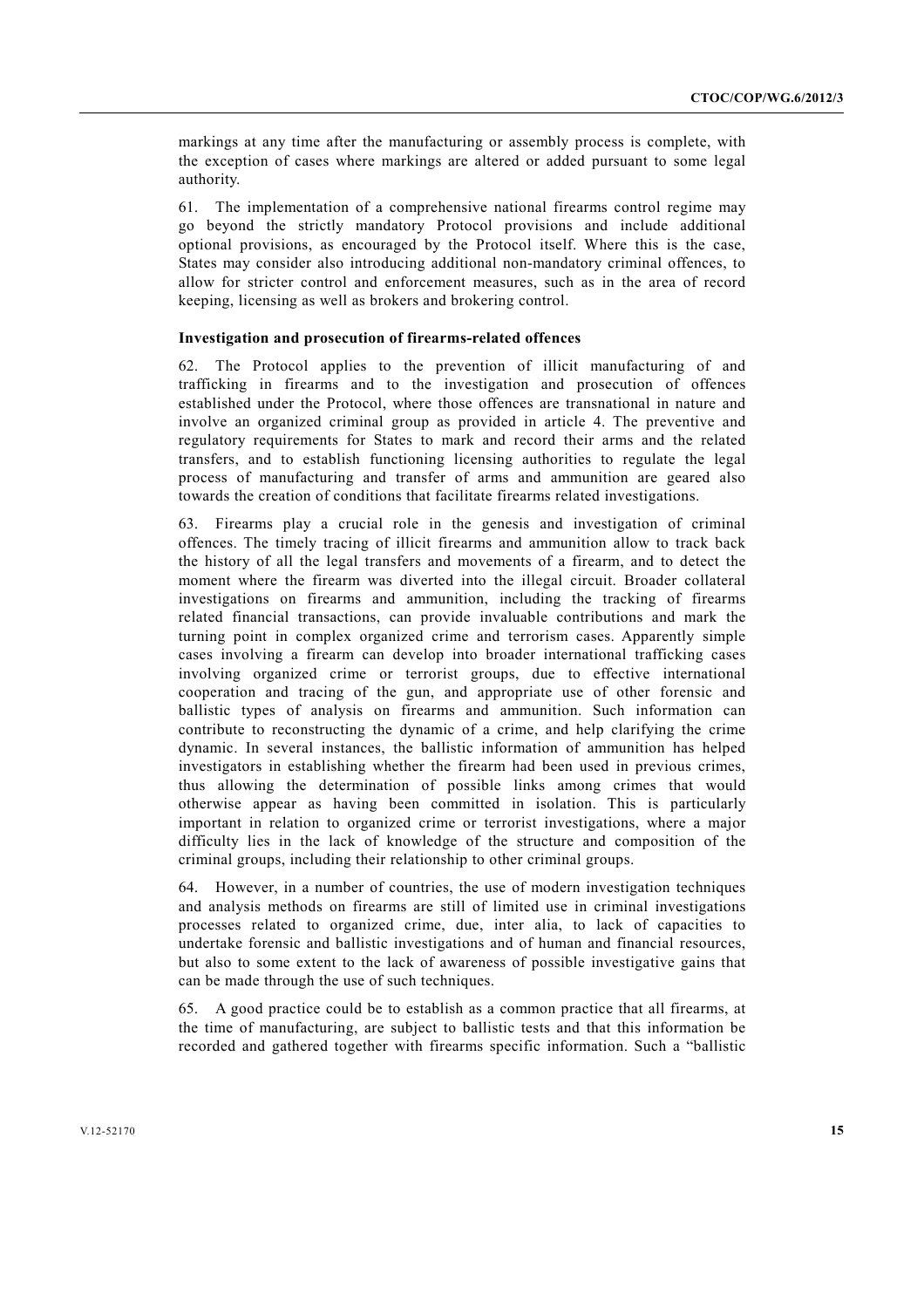markings at any time after the manufacturing or assembly process is complete, with the exception of cases where markings are altered or added pursuant to some legal authority.

61. The implementation of a comprehensive national firearms control regime may go beyond the strictly mandatory Protocol provisions and include additional optional provisions, as encouraged by the Protocol itself. Where this is the case, States may consider also introducing additional non-mandatory criminal offences, to allow for stricter control and enforcement measures, such as in the area of record keeping, licensing as well as brokers and brokering control.

**Investigation and prosecution of firearms-related offences**

62. The Protocol applies to the prevention of illicit manufacturing of and trafficking in firearms and to the investigation and prosecution of offences established under the Protocol, where those offences are transnational in nature and involve an organized criminal group as provided in article 4. The preventive and regulatory requirements for States to mark and record their arms and the related transfers, and to establish functioning licensing authorities to regulate the legal process of manufacturing and transfer of arms and ammunition are geared also towards the creation of conditions that facilitate firearms related investigations.

63. Firearms play a crucial role in the genesis and investigation of criminal offences. The timely tracing of illicit firearms and ammunition allow to track back the history of all the legal transfers and movements of a firearm, and to detect the moment where the firearm was diverted into the illegal circuit. Broader collateral investigations on firearms and ammunition, including the tracking of firearms related financial transactions, can provide invaluable contributions and mark the turning point in complex organized crime and terrorism cases. Apparently simple cases involving a firearm can develop into broader international trafficking cases involving organized crime or terrorist groups, due to effective international cooperation and tracing of the gun, and appropriate use of other forensic and ballistic types of analysis on firearms and ammunition. Such information can contribute to reconstructing the dynamic of a crime, and help clarifying the crime dynamic. In several instances, the ballistic information of ammunition has helped investigators in establishing whether the firearm had been used in previous crimes, thus allowing the determination of possible links among crimes that would otherwise appear as having been committed in isolation. This is particularly important in relation to organized crime or terrorist investigations, where a major difficulty lies in the lack of knowledge of the structure and composition of the criminal groups, including their relationship to other criminal groups.

64. However, in a number of countries, the use of modern investigation techniques and analysis methods on firearms are still of limited use in criminal investigations processes related to organized crime, due, inter alia, to lack of capacities to undertake forensic and ballistic investigations and of human and financial resources, but also to some extent to the lack of awareness of possible investigative gains that can be made through the use of such techniques.

65. A good practice could be to establish as a common practice that all firearms, at the time of manufacturing, are subject to ballistic tests and that this information be recorded and gathered together with firearms specific information. Such a "ballistic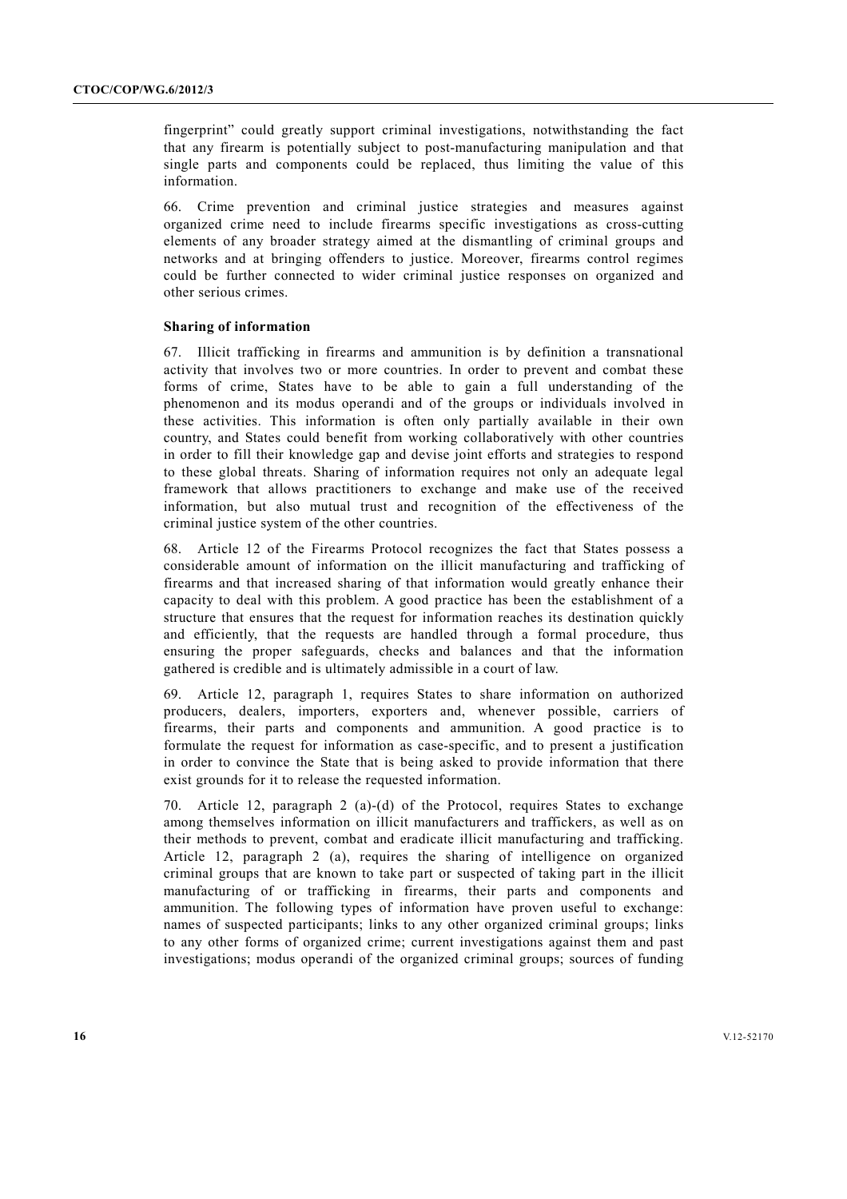fingerprint" could greatly support criminal investigations, notwithstanding the fact that any firearm is potentially subject to post-manufacturing manipulation and that single parts and components could be replaced, thus limiting the value of this information.

66. Crime prevention and criminal justice strategies and measures against organized crime need to include firearms specific investigations as cross-cutting elements of any broader strategy aimed at the dismantling of criminal groups and networks and at bringing offenders to justice. Moreover, firearms control regimes could be further connected to wider criminal justice responses on organized and other serious crimes.

### Sharing of information

67. Illicit trafficking in firearms and ammunition is by definition a transnational activity that involves two or more countries. In order to prevent and combat these forms of crime, States have to be able to gain a full understanding of the phenomenon and its modus operandi and of the groups or individuals involved in these activities. This information is often only partially available in their own country, and States could benefit from working collaboratively with other countries in order to fill their knowledge gap and devise joint efforts and strategies to respond to these global threats. Sharing of information requires not only an adequate legal framework that allows practitioners to exchange and make use of the received information, but also mutual trust and recognition of the effectiveness of the criminal justice system of the other countries.

68. Article 12 of the Firearms Protocol recognizes the fact that States possess a considerable amount of information on the illicit manufacturing and trafficking of firearms and that increased sharing of that information would greatly enhance their capacity to deal with this problem. A good practice has been the establishment of a structure that ensures that the request for information reaches its destination quickly and efficiently, that the requests are handled through a formal procedure, thus ensuring the proper safeguards, checks and balances and that the information gathered is credible and is ultimately admissible in a court of law.

69. Article 12, paragraph 1, requires States to share information on authorized producers, dealers, importers, exporters and, whenever possible, carriers of firearms, their parts and components and ammunition. A good practice is to formulate the request for information as case-specific, and to present a justification in order to convince the State that is being asked to provide information that there exist grounds for it to release the requested information.

70. Article 12, paragraph 2 (a)-(d) of the Protocol, requires States to exchange among themselves information on illicit manufacturers and traffickers, as well as on their methods to prevent, combat and eradicate illicit manufacturing and trafficking. Article 12, paragraph 2 (a), requires the sharing of intelligence on organized criminal groups that are known to take part or suspected of taking part in the illicit manufacturing of or trafficking in firearms, their parts and components and ammunition. The following types of information have proven useful to exchange: names of suspected participants; links to any other organized criminal groups; links to any other forms of organized crime; current investigations against them and past investigations; modus operandi of the organized criminal groups; sources of funding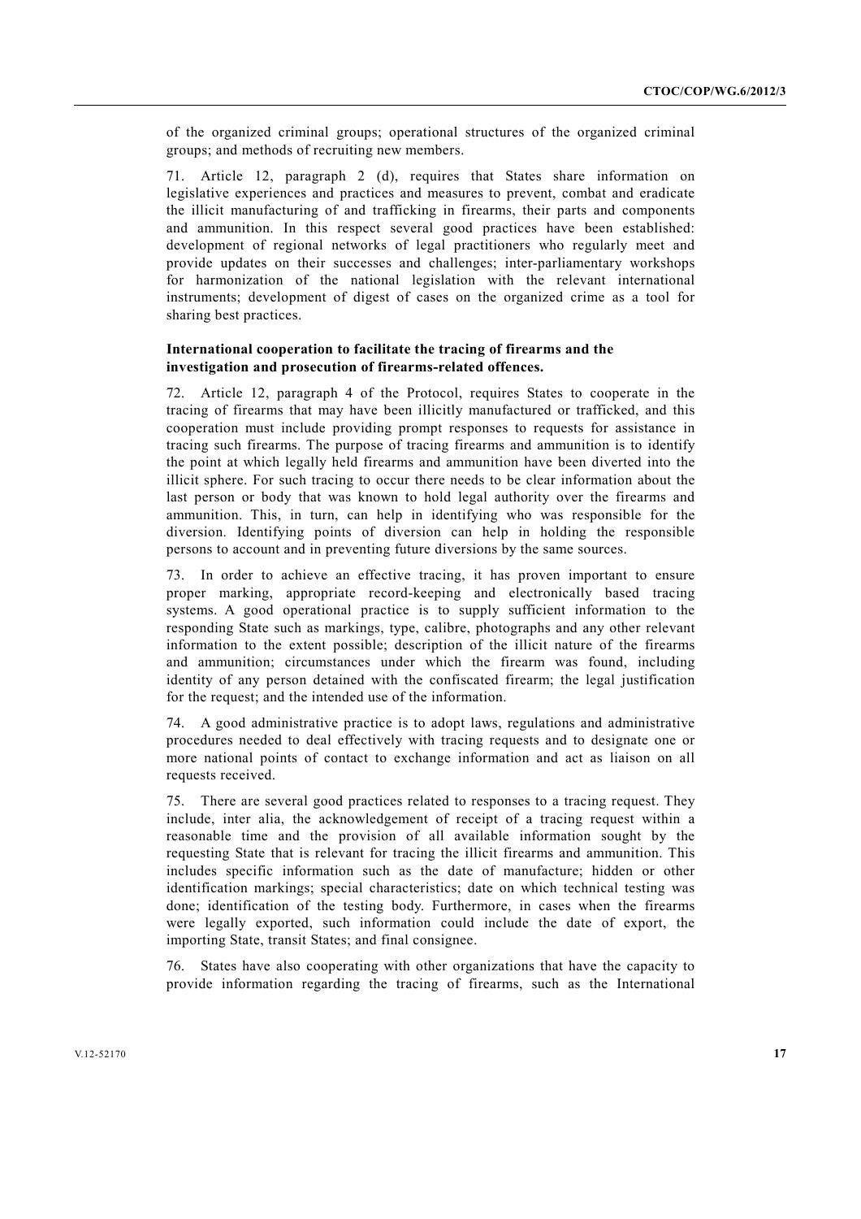of the organized criminal groups; operational structures of the organized criminal groups; and methods of recruiting new members.

71. Article 12, paragraph 2 (d), requires that States share information on legislative experiences and practices and measures to prevent, combat and eradicate the illicit manufacturing of and trafficking in firearms, their parts and components and ammunition. In this respect several good practices have been established: development of regional networks of legal practitioners who regularly meet and provide updates on their successes and challenges; inter-parliamentary workshops for harmonization of the national legislation with the relevant international instruments; development of digest of cases on the organized crime as a tool for sharing best practices.

**International cooperation to facilitate the tracing of firearms and the investigation and prosecution of firearms-related offences.**

72. Article 12, paragraph 4 of the Protocol, requires States to cooperate in the tracing of firearms that may have been illicitly manufactured or trafficked, and this cooperation must include providing prompt responses to requests for assistance in tracing such firearms. The purpose of tracing firearms and ammunition is to identify the point at which legally held firearms and ammunition have been diverted into the illicit sphere. For such tracing to occur there needs to be clear information about the last person or body that was known to hold legal authority over the firearms and ammunition. This, in turn, can help in identifying who was responsible for the diversion. Identifying points of diversion can help in holding the responsible persons to account and in preventing future diversions by the same sources.

73. In order to achieve an effective tracing, it has proven important to ensure proper marking, appropriate record-keeping and electronically based tracing systems. A good operational practice is to supply sufficient information to the responding State such as markings, type, calibre, photographs and any other relevant information to the extent possible; description of the illicit nature of the firearms and ammunition; circumstances under which the firearm was found, including identity of any person detained with the confiscated firearm; the legal justification for the request; and the intended use of the information.

74. A good administrative practice is to adopt laws, regulations and administrative procedures needed to deal effectively with tracing requests and to designate one or more national points of contact to exchange information and act as liaison on all requests received.

75. There are several good practices related to responses to a tracing request. They include, inter alia, the acknowledgement of receipt of a tracing request within a reasonable time and the provision of all available information sought by the requesting State that is relevant for tracing the illicit firearms and ammunition. This includes specific information such as the date of manufacture; hidden or other identification markings; special characteristics; date on which technical testing was done; identification of the testing body. Furthermore, in cases when the firearms were legally exported, such information could include the date of export, the importing State, transit States; and final consignee.

76. States have also cooperating with other organizations that have the capacity to provide information regarding the tracing of firearms, such as the International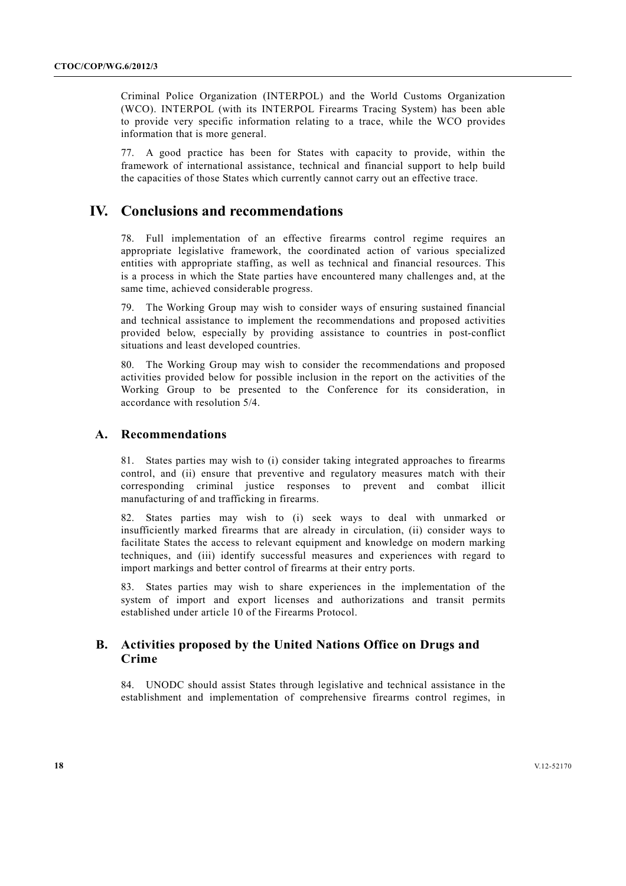Criminal Police Organization (INTERPOL) and the World Customs Organization (WCO). INTERPOL (with its INTERPOL Firearms Tracing System) has been able to provide very specific information relating to a trace, while the WCO provides information that is more general.

77. A good practice has been for States with capacity to provide, within the framework of international assistance, technical and financial support to help build the capacities of those States which currently cannot carry out an effective trace.

# IV. Conclusions and recommendations

78. Full implementation of an effective firearms control regime requires an appropriate legislative framework, the coordinated action of various specialized entities with appropriate staffing, as well as technical and financial resources. This is a process in which the State parties have encountered many challenges and, at the same time, achieved considerable progress.

79. The Working Group may wish to consider ways of ensuring sustained financial and technical assistance to implement the recommendations and proposed activities provided below, especially by providing assistance to countries in post-conflict situations and least developed countries.

80. The Working Group may wish to consider the recommendations and proposed activities provided below for possible inclusion in the report on the activities of the Working Group to be presented to the Conference for its consideration, in accordance with resolution 5/4.

## A. Recommendations

81. States parties may wish to (i) consider taking integrated approaches to firearms control, and (ii) ensure that preventive and regulatory measures match with their corresponding criminal justice responses to prevent and combat illicit manufacturing of and trafficking in firearms.

82. States parties may wish to (i) seek ways to deal with unmarked or insufficiently marked firearms that are already in circulation, (ii) consider ways to facilitate States the access to relevant equipment and knowledge on modern marking techniques, and (iii) identify successful measures and experiences with regard to import markings and better control of firearms at their entry ports.

83. States parties may wish to share experiences in the implementation of the system of import and export licenses and authorizations and transit permits established under article 10 of the Firearms Protocol.

## B. Activities proposed by the United Nations Office on Drugs and Crime

84. UNODC should assist States through legislative and technical assistance in the establishment and implementation of comprehensive firearms control regimes, in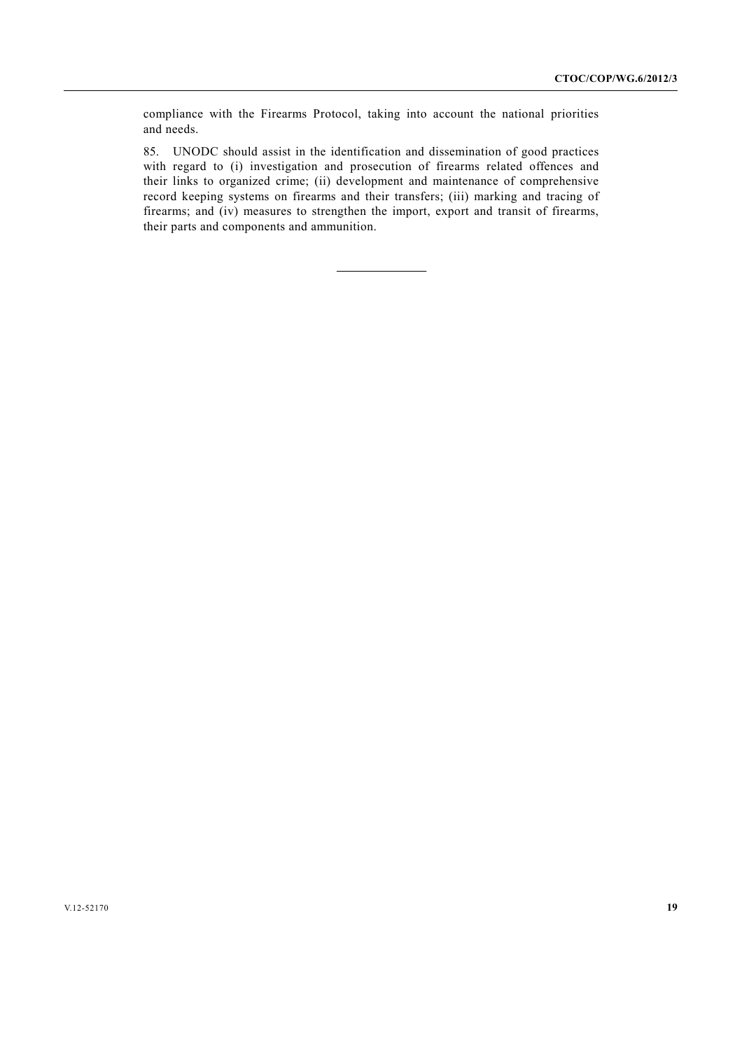compliance with the Firearms Protocol, taking into account the national priorities and needs.

85. UNODC should assist in the identification and dissemination of good practices with regard to (i) investigation and prosecution of firearms related offences and their links to organized crime; (ii) development and maintenance of comprehensive record keeping systems on firearms and their transfers; (iii) marking and tracing of firearms; and (iv) measures to strengthen the import, export and transit of firearms, their parts and components and ammunition.